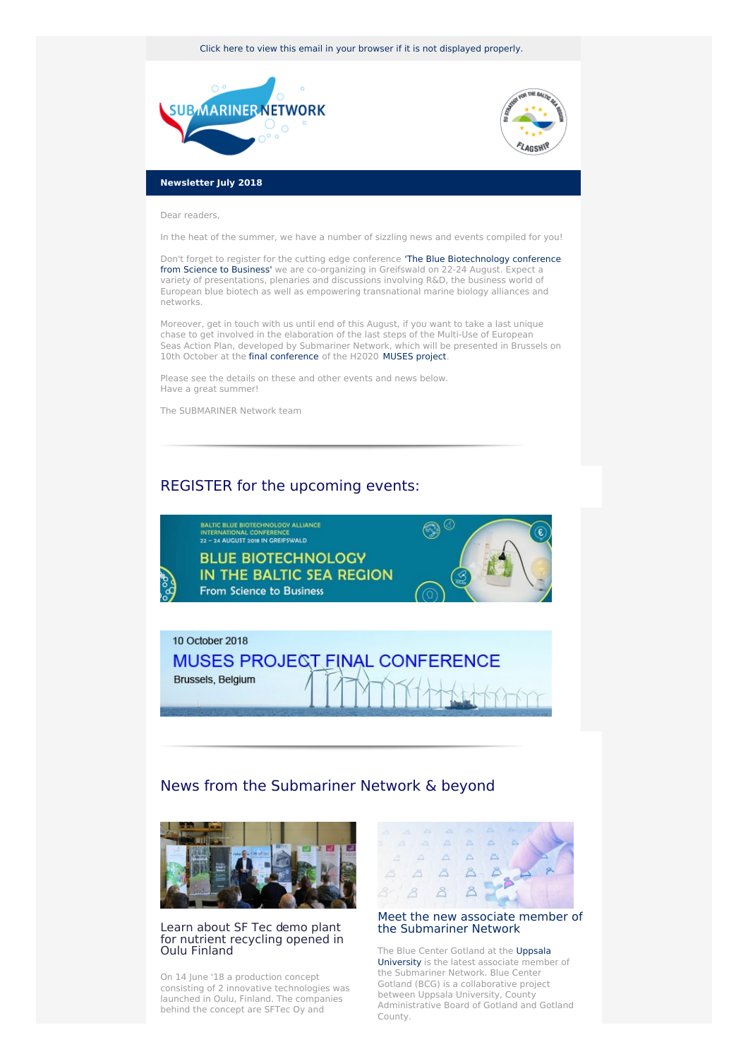Click here to view this email in your browser if it is not displayed properly.

**Newsletter July 2018**

Dear readers,

In the heat of the summer, we have a number of sizzling news and events compiled for you!

Don't forget to register for the cutting edge conference 'The Blue Biotechnology conference from Science to Business' we are co-organizing in Greifswald on 22-24 August. Expect a variety of presentations, plenaries and discussions involving R&D, the business world of European blue biotech as well as empowering transnational marine biology alliances and networks.

Moreover, get in touch with us until end of this August, if you want to take a last unique chase to get involved in the elaboration of the last steps of the Multi-Use of European Seas Action Plan, developed by Submariner Network, which will be presented in Brussels on 10th October at the final conference of the H2020 MUSES project.

Please see the details on these and other events and news below.
Have a great summer!

The SUBMARINER Network team

## REGISTER for the upcoming events:

BALTIC BLUE BIOTECHNOLOGY ALLIANCE
INTERNATIONAL CONFERENCE
22 – 24 AUGUST 2018 IN GREIFSWALD

BLUE BIOTECHNOLOGY
IN THE BALTIC SEA REGION
From Science to Business

10 October 2018
MUSES PROJECT FINAL CONFERENCE
Brussels, Belgium

## News from the Submariner Network & beyond

### Learn about SF Tec demo plant for nutrient recycling opened in Oulu Finland

On 14 June '18 a production concept consisting of 2 innovative technologies was launched in Oulu, Finland. The companies behind the concept are SFTec Oy and

### Meet the new associate member of the Submariner Network

The Blue Center Gotland at the Uppsala University is the latest associate member of the Submariner Network. Blue Center Gotland (BCG) is a collaborative project between Uppsala University, County Administrative Board of Gotland and Gotland County.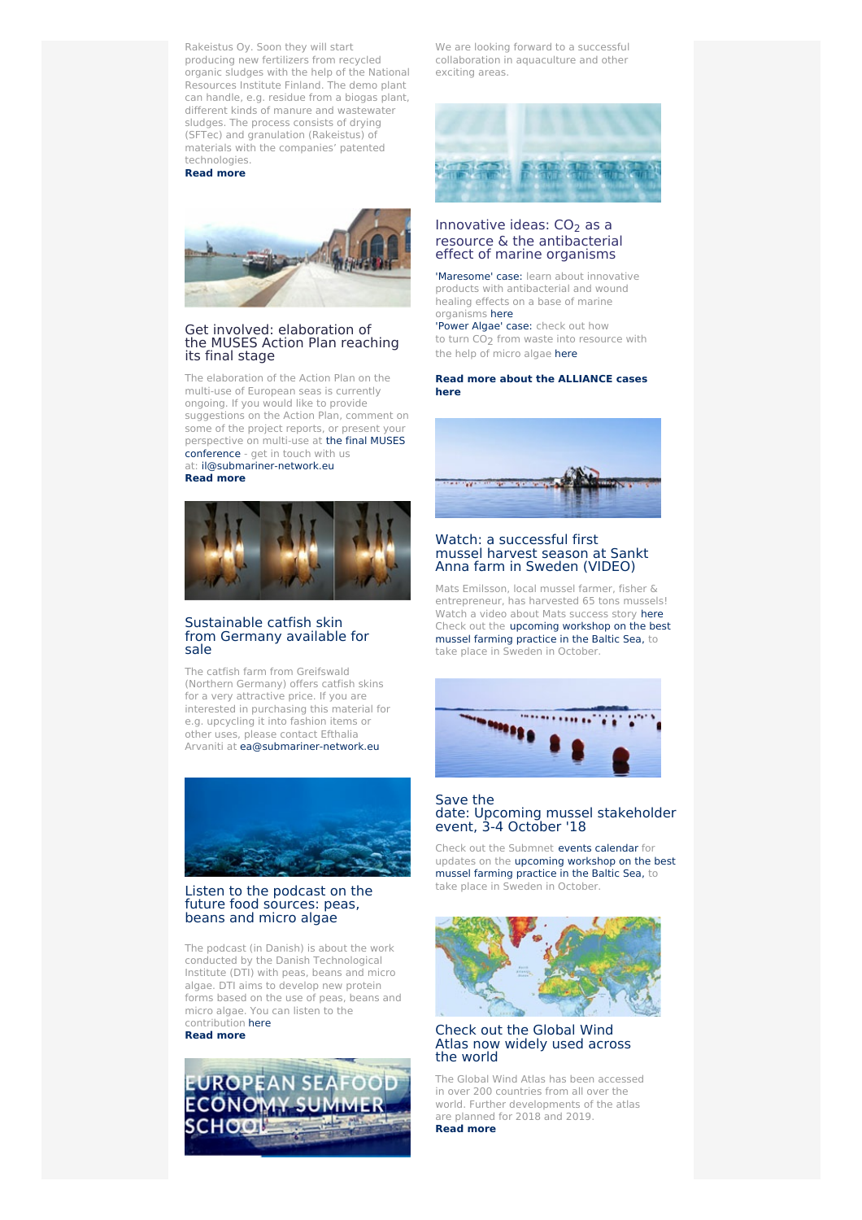Rakeistus Oy. Soon they will start producing new fertilizers from recycled organic sludges with the help of the National Resources Institute Finland. The demo plant can handle, e.g. residue from a biogas plant, different kinds of manure and wastewater sludges. The process consists of drying (SFTec) and granulation (Rakeistus) of materials with the companies' patented technologies.
**Read more**

### Get involved: elaboration of the MUSES Action Plan reaching its final stage

The elaboration of the Action Plan on the multi-use of European seas is currently ongoing. If you would like to provide suggestions on the Action Plan, comment on some of the project reports, or present your perspective on multi-use at the final MUSES conference - get in touch with us at: il@submariner-network.eu
**Read more**

### Sustainable catfish skin from Germany available for sale

The catfish farm from Greifswald (Northern Germany) offers catfish skins for a very attractive price. If you are interested in purchasing this material for e.g. upcycling it into fashion items or other uses, please contact Efthalia Arvaniti at ea@submariner-network.eu

### Listen to the podcast on the future food sources: peas, beans and micro algae

The podcast (in Danish) is about the work conducted by the Danish Technological Institute (DTI) with peas, beans and micro algae. DTI aims to develop new protein forms based on the use of peas, beans and micro algae. You can listen to the contribution here
**Read more**

EUROPEAN SEAFOOD ECONOMY SUMMER SCHOOL

We are looking forward to a successful collaboration in aquaculture and other exciting areas.

### Innovative ideas: $CO_2$ as a resource & the antibacterial effect of marine organisms

'Maresome' case: learn about innovative products with antibacterial and wound healing effects on a base of marine organisms here
'Power Algae' case: check out how to turn $CO_2$ from waste into resource with the help of micro algae here

**Read more about the ALLIANCE cases here**

### Watch: a successful first mussel harvest season at Sankt Anna farm in Sweden (VIDEO)

Mats Emilsson, local mussel farmer, fisher & entrepreneur, has harvested 65 tons mussels! Watch a video about Mats success story here
Check out the upcoming workshop on the best mussel farming practice in the Baltic Sea, to take place in Sweden in October.

### Save the date: Upcoming mussel stakeholder event, 3-4 October '18

Check out the Submnet events calendar for updates on the upcoming workshop on the best mussel farming practice in the Baltic Sea, to take place in Sweden in October.

### Check out the Global Wind Atlas now widely used across the world

The Global Wind Atlas has been accessed in over 200 countries from all over the world. Further developments of the atlas are planned for 2018 and 2019.
**Read more**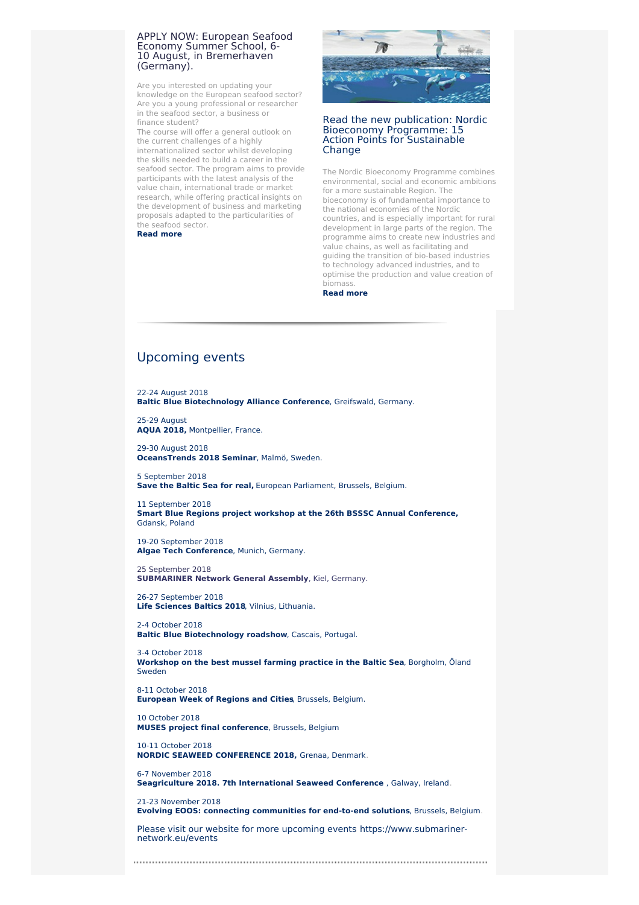### APPLY NOW: European Seafood Economy Summer School, 6-10 August, in Bremerhaven (Germany).

Are you interested on updating your knowledge on the European seafood sector? Are you a young professional or researcher in the seafood sector, a business or finance student?
The course will offer a general outlook on the current challenges of a highly internationalized sector whilst developing the skills needed to build a career in the seafood sector. The program aims to provide participants with the latest analysis of the value chain, international trade or market research, while offering practical insights on the development of business and marketing proposals adapted to the particularities of the seafood sector.
**Read more**

### Read the new publication: Nordic Bioeconomy Programme: 15 Action Points for Sustainable Change

The Nordic Bioeconomy Programme combines environmental, social and economic ambitions for a more sustainable Region. The bioeconomy is of fundamental importance to the national economies of the Nordic countries, and is especially important for rural development in large parts of the region. The programme aims to create new industries and value chains, as well as facilitating and guiding the transition of bio-based industries to technology advanced industries, and to optimise the production and value creation of biomass.
**Read more**

## Upcoming events

22-24 August 2018
**Baltic Blue Biotechnology Alliance Conference**, Greifswald, Germany.

25-29 August
**AQUA 2018,** Montpellier, France.

29-30 August 2018
**OceansTrends 2018 Seminar**, Malmö, Sweden.

5 September 2018
**Save the Baltic Sea for real,** European Parliament, Brussels, Belgium.

11 September 2018
**Smart Blue Regions project workshop at the 26th BSSSC Annual Conference,** Gdansk, Poland

19-20 September 2018
**Algae Tech Conference**, Munich, Germany.

25 September 2018
**SUBMARINER Network General Assembly**, Kiel, Germany.

26-27 September 2018
**Life Sciences Baltics 2018**, Vilnius, Lithuania.

2-4 October 2018
**Baltic Blue Biotechnology roadshow**, Cascais, Portugal.

3-4 October 2018
**Workshop on the best mussel farming practice in the Baltic Sea**, Borgholm, Öland Sweden

8-11 October 2018
**European Week of Regions and Cities**, Brussels, Belgium.

10 October 2018
**MUSES project final conference**, Brussels, Belgium

10-11 October 2018
**NORDIC SEAWEED CONFERENCE 2018,** Grenaa, Denmark.

6-7 November 2018
**Seagriculture 2018. 7th International Seaweed Conference** , Galway, Ireland.

21-23 November 2018
**Evolving EOOS: connecting communities for end-to-end solutions**, Brussels, Belgium.

Please visit our website for more upcoming events https://www.submariner-network.eu/events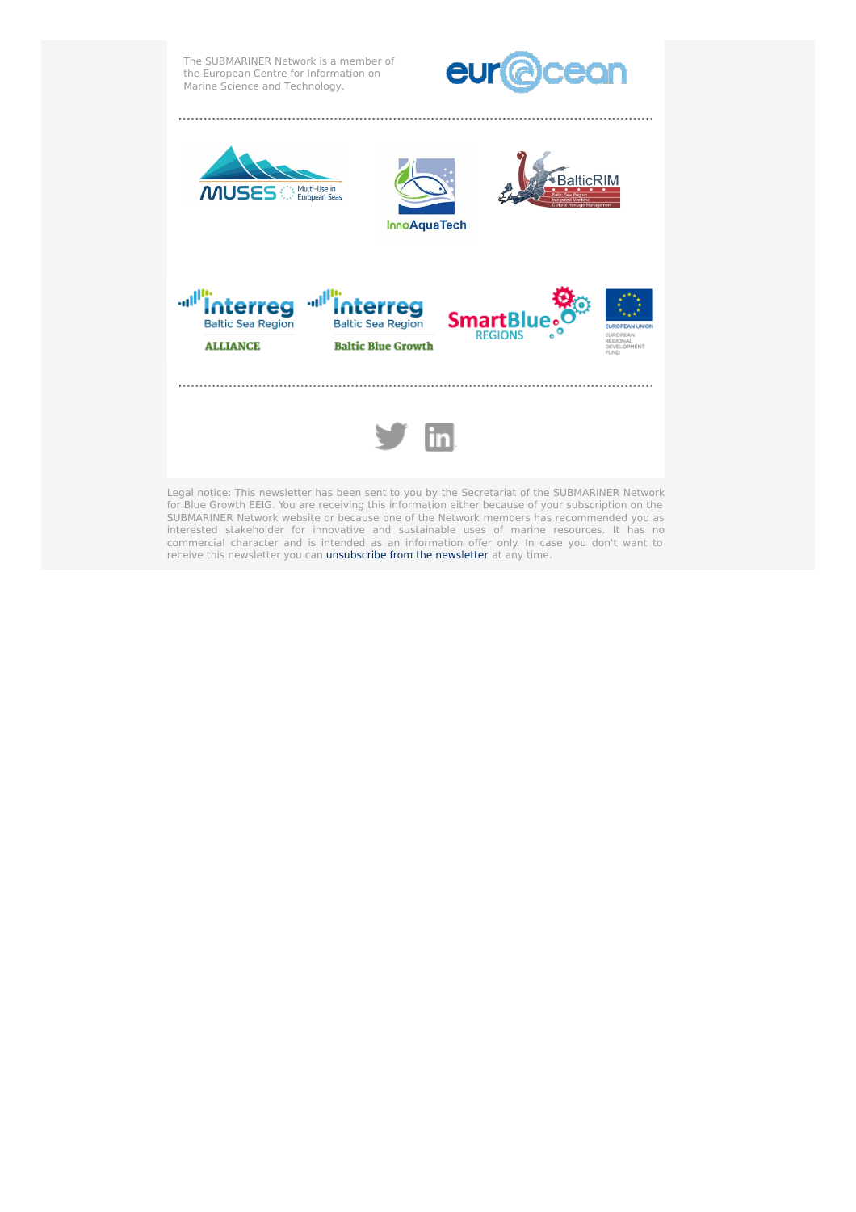The SUBMARINER Network is a member of the European Centre for Information on Marine Science and Technology.

Legal notice: This newsletter has been sent to you by the Secretariat of the SUBMARINER Network for Blue Growth EEIG. You are receiving this information either because of your subscription on the SUBMARINER Network website or because one of the Network members has recommended you as interested stakeholder for innovative and sustainable uses of marine resources. It has no commercial character and is intended as an information offer only. In case you don't want to receive this newsletter you can unsubscribe from the newsletter at any time.